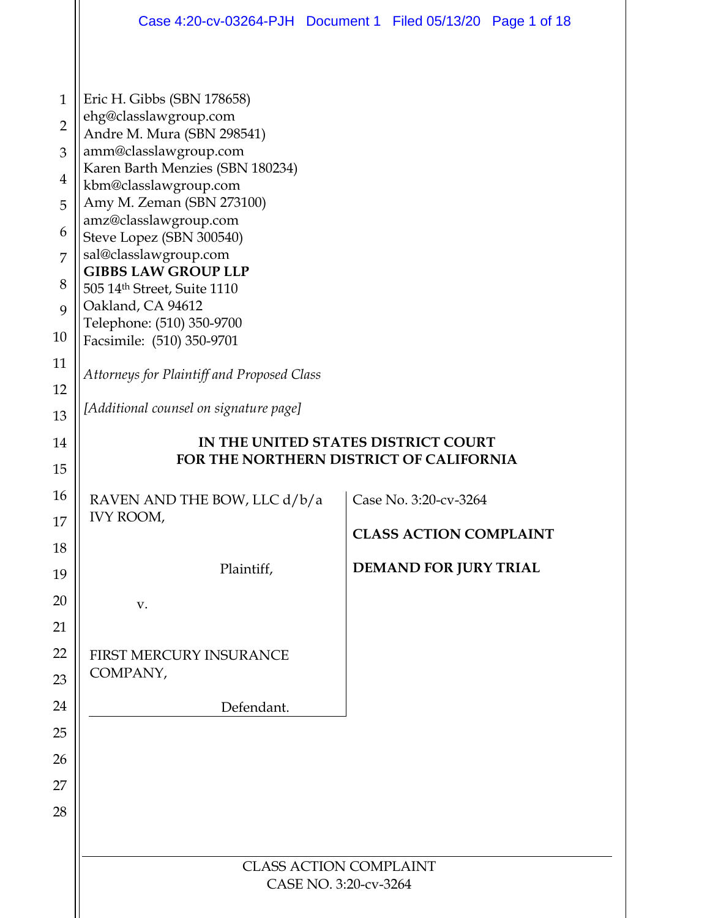Eric H. Gibbs (SBN 178658)
ehg@classlawgroup.com
Andre M. Mura (SBN 298541)
amm@classlawgroup.com
Karen Barth Menzies (SBN 180234)
kbm@classlawgroup.com
Amy M. Zeman (SBN 273100)
amz@classlawgroup.com
Steve Lopez (SBN 300540)
sal@classlawgroup.com
**GIBBS LAW GROUP LLP**
505 14th Street, Suite 1110
Oakland, CA 94612
Telephone: (510) 350-9700
Facsimile: (510) 350-9701

*Attorneys for Plaintiff and Proposed Class*

*[Additional counsel on signature page]*

**IN THE UNITED STATES DISTRICT COURT
FOR THE NORTHERN DISTRICT OF CALIFORNIA**

| | |
|---|---|
| RAVEN AND THE BOW, LLC d/b/a IVY ROOM,<br><br>Plaintiff,<br><br>v.<br><br>FIRST MERCURY INSURANCE COMPANY,<br><br>Defendant. | Case No. 3:20-cv-3264<br><br>**CLASS ACTION COMPLAINT**<br><br>**DEMAND FOR JURY TRIAL** |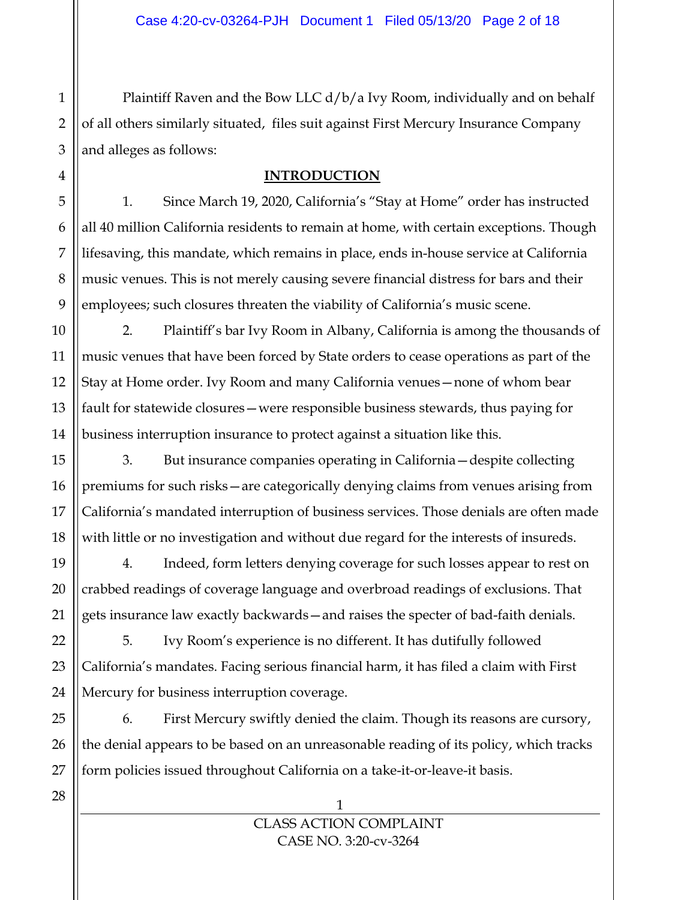Plaintiff Raven and the Bow LLC d/b/a Ivy Room, individually and on behalf of all others similarly situated, files suit against First Mercury Insurance Company and alleges as follows:

## INTRODUCTION

1. Since March 19, 2020, California's "Stay at Home" order has instructed all 40 million California residents to remain at home, with certain exceptions. Though lifesaving, this mandate, which remains in place, ends in-house service at California music venues. This is not merely causing severe financial distress for bars and their employees; such closures threaten the viability of California's music scene.

2. Plaintiff's bar Ivy Room in Albany, California is among the thousands of music venues that have been forced by State orders to cease operations as part of the Stay at Home order. Ivy Room and many California venues—none of whom bear fault for statewide closures—were responsible business stewards, thus paying for business interruption insurance to protect against a situation like this.

3. But insurance companies operating in California—despite collecting premiums for such risks—are categorically denying claims from venues arising from California's mandated interruption of business services. Those denials are often made with little or no investigation and without due regard for the interests of insureds.

4. Indeed, form letters denying coverage for such losses appear to rest on crabbed readings of coverage language and overbroad readings of exclusions. That gets insurance law exactly backwards—and raises the specter of bad-faith denials.

5. Ivy Room's experience is no different. It has dutifully followed California's mandates. Facing serious financial harm, it has filed a claim with First Mercury for business interruption coverage.

6. First Mercury swiftly denied the claim. Though its reasons are cursory, the denial appears to be based on an unreasonable reading of its policy, which tracks form policies issued throughout California on a take-it-or-leave-it basis.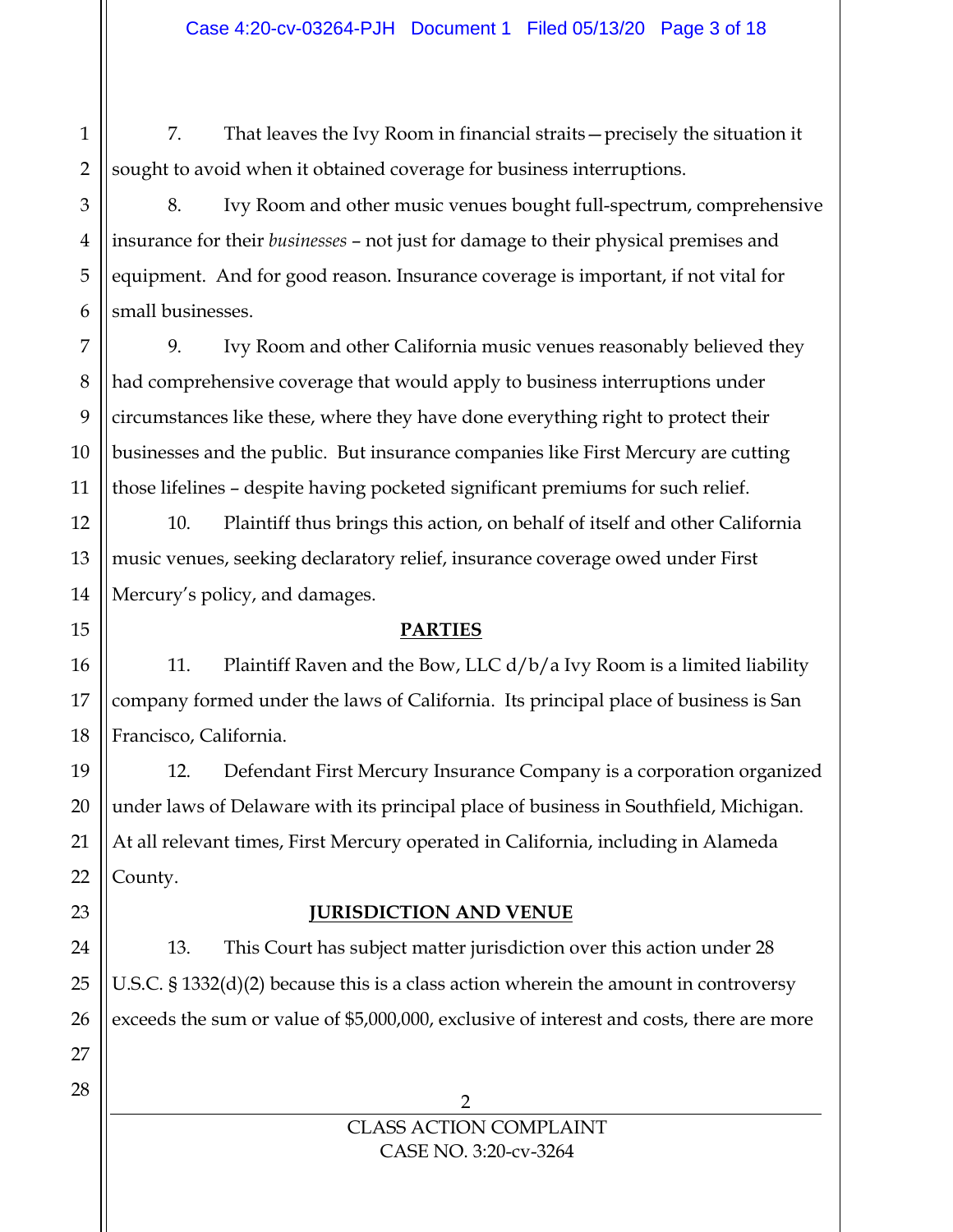7. That leaves the Ivy Room in financial straits—precisely the situation it sought to avoid when it obtained coverage for business interruptions.

8. Ivy Room and other music venues bought full-spectrum, comprehensive insurance for their *businesses* – not just for damage to their physical premises and equipment. And for good reason. Insurance coverage is important, if not vital for small businesses.

9. Ivy Room and other California music venues reasonably believed they had comprehensive coverage that would apply to business interruptions under circumstances like these, where they have done everything right to protect their businesses and the public. But insurance companies like First Mercury are cutting those lifelines – despite having pocketed significant premiums for such relief.

10. Plaintiff thus brings this action, on behalf of itself and other California music venues, seeking declaratory relief, insurance coverage owed under First Mercury's policy, and damages.

## PARTIES

11. Plaintiff Raven and the Bow, LLC d/b/a Ivy Room is a limited liability company formed under the laws of California. Its principal place of business is San Francisco, California.

12. Defendant First Mercury Insurance Company is a corporation organized under laws of Delaware with its principal place of business in Southfield, Michigan. At all relevant times, First Mercury operated in California, including in Alameda County.

## JURISDICTION AND VENUE

13. This Court has subject matter jurisdiction over this action under 28 U.S.C. § 1332(d)(2) because this is a class action wherein the amount in controversy exceeds the sum or value of $5,000,000, exclusive of interest and costs, there are more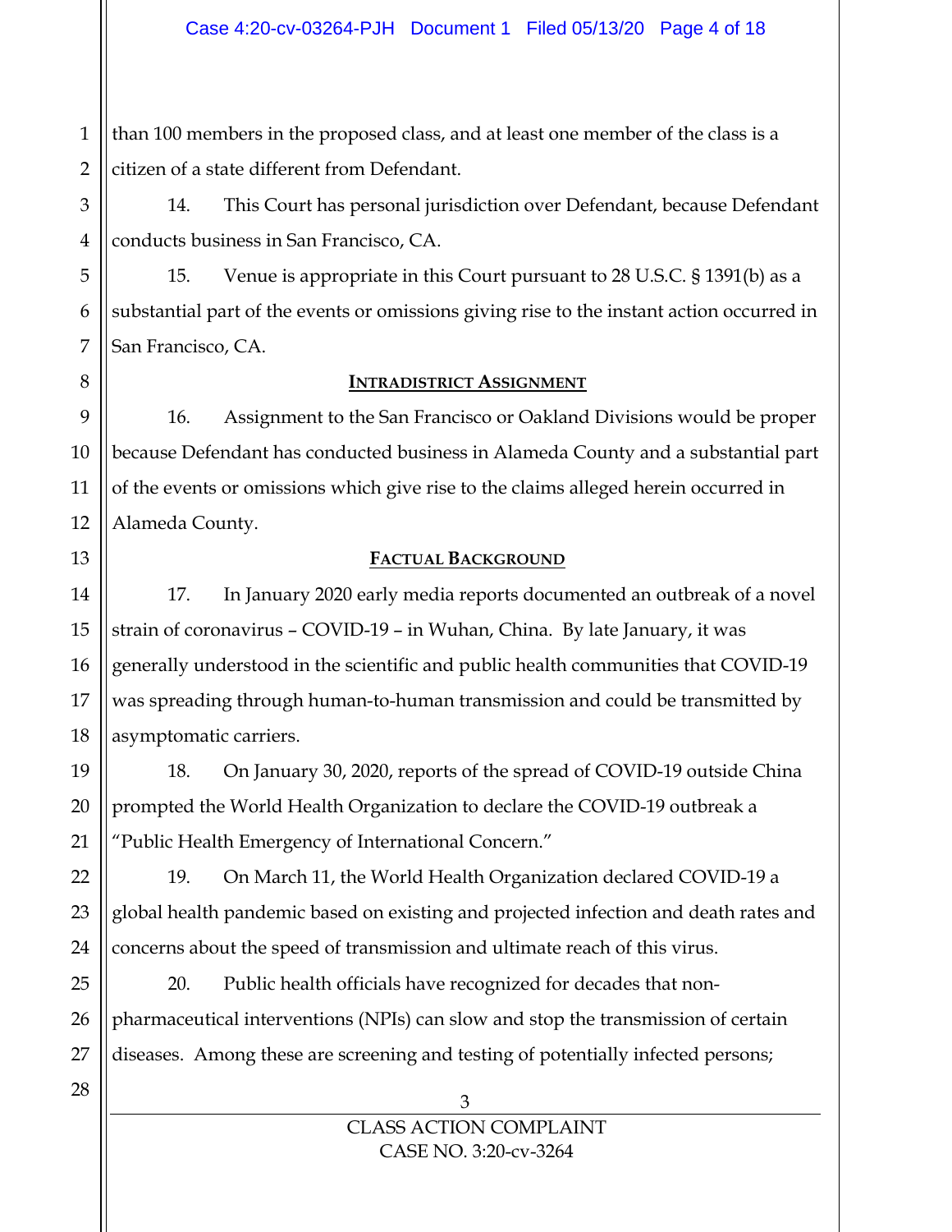than 100 members in the proposed class, and at least one member of the class is a citizen of a state different from Defendant.

14. This Court has personal jurisdiction over Defendant, because Defendant conducts business in San Francisco, CA.

15. Venue is appropriate in this Court pursuant to 28 U.S.C. § 1391(b) as a substantial part of the events or omissions giving rise to the instant action occurred in San Francisco, CA.

## INTRADISTRICT ASSIGNMENT

16. Assignment to the San Francisco or Oakland Divisions would be proper because Defendant has conducted business in Alameda County and a substantial part of the events or omissions which give rise to the claims alleged herein occurred in Alameda County.

## FACTUAL BACKGROUND

17. In January 2020 early media reports documented an outbreak of a novel strain of coronavirus – COVID-19 – in Wuhan, China. By late January, it was generally understood in the scientific and public health communities that COVID-19 was spreading through human-to-human transmission and could be transmitted by asymptomatic carriers.

18. On January 30, 2020, reports of the spread of COVID-19 outside China prompted the World Health Organization to declare the COVID-19 outbreak a "Public Health Emergency of International Concern."

19. On March 11, the World Health Organization declared COVID-19 a global health pandemic based on existing and projected infection and death rates and concerns about the speed of transmission and ultimate reach of this virus.

20. Public health officials have recognized for decades that non-pharmaceutical interventions (NPIs) can slow and stop the transmission of certain diseases. Among these are screening and testing of potentially infected persons;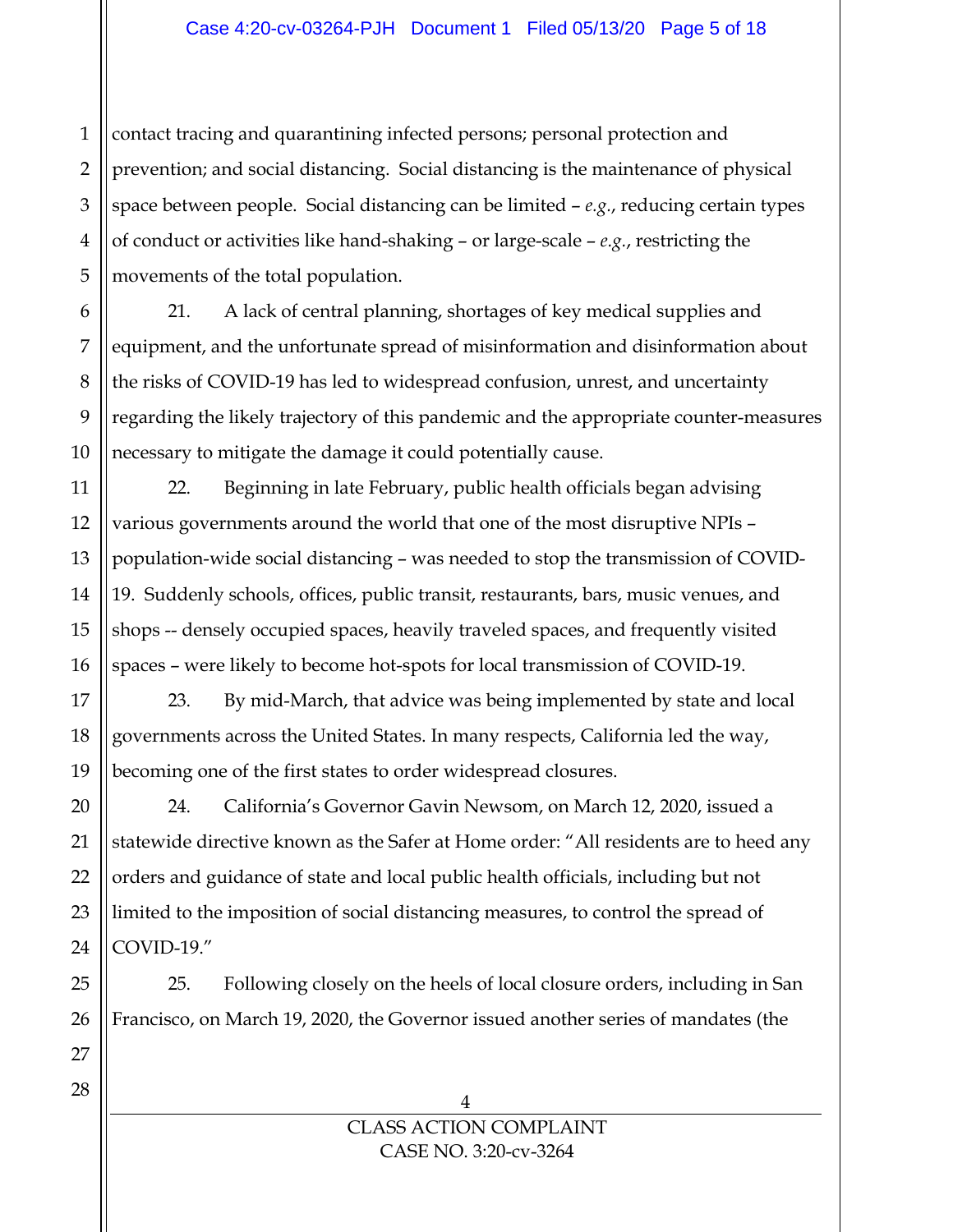contact tracing and quarantining infected persons; personal protection and prevention; and social distancing. Social distancing is the maintenance of physical space between people. Social distancing can be limited – *e.g.*, reducing certain types of conduct or activities like hand-shaking – or large-scale – *e.g.*, restricting the movements of the total population.

21. A lack of central planning, shortages of key medical supplies and equipment, and the unfortunate spread of misinformation and disinformation about the risks of COVID-19 has led to widespread confusion, unrest, and uncertainty regarding the likely trajectory of this pandemic and the appropriate counter-measures necessary to mitigate the damage it could potentially cause.

22. Beginning in late February, public health officials began advising various governments around the world that one of the most disruptive NPIs – population-wide social distancing – was needed to stop the transmission of COVID-19. Suddenly schools, offices, public transit, restaurants, bars, music venues, and shops -- densely occupied spaces, heavily traveled spaces, and frequently visited spaces – were likely to become hot-spots for local transmission of COVID-19.

23. By mid-March, that advice was being implemented by state and local governments across the United States. In many respects, California led the way, becoming one of the first states to order widespread closures.

24. California's Governor Gavin Newsom, on March 12, 2020, issued a statewide directive known as the Safer at Home order: "All residents are to heed any orders and guidance of state and local public health officials, including but not limited to the imposition of social distancing measures, to control the spread of COVID-19."

25. Following closely on the heels of local closure orders, including in San Francisco, on March 19, 2020, the Governor issued another series of mandates (the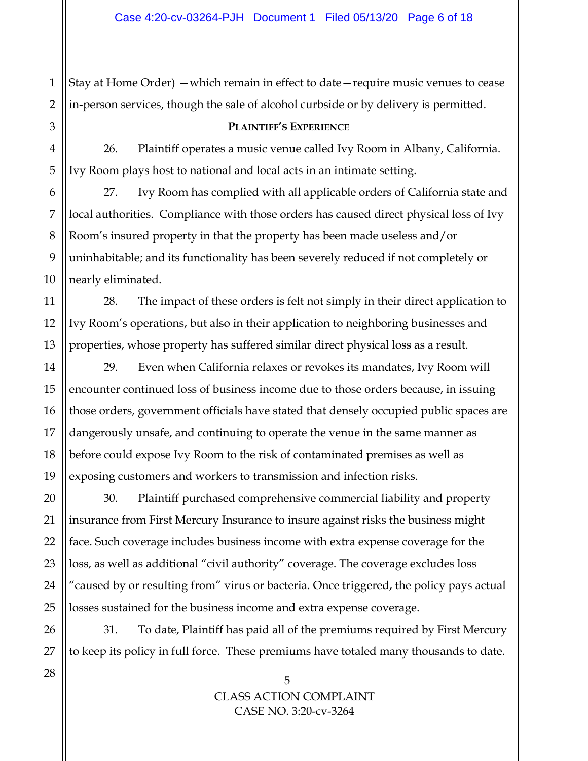Stay at Home Order) —which remain in effect to date—require music venues to cease in-person services, though the sale of alcohol curbside or by delivery is permitted.

**PLAINTIFF'S EXPERIENCE**

26. Plaintiff operates a music venue called Ivy Room in Albany, California. Ivy Room plays host to national and local acts in an intimate setting.

27. Ivy Room has complied with all applicable orders of California state and local authorities. Compliance with those orders has caused direct physical loss of Ivy Room's insured property in that the property has been made useless and/or uninhabitable; and its functionality has been severely reduced if not completely or nearly eliminated.

28. The impact of these orders is felt not simply in their direct application to Ivy Room's operations, but also in their application to neighboring businesses and properties, whose property has suffered similar direct physical loss as a result.

29. Even when California relaxes or revokes its mandates, Ivy Room will encounter continued loss of business income due to those orders because, in issuing those orders, government officials have stated that densely occupied public spaces are dangerously unsafe, and continuing to operate the venue in the same manner as before could expose Ivy Room to the risk of contaminated premises as well as exposing customers and workers to transmission and infection risks.

30. Plaintiff purchased comprehensive commercial liability and property insurance from First Mercury Insurance to insure against risks the business might face. Such coverage includes business income with extra expense coverage for the loss, as well as additional "civil authority" coverage. The coverage excludes loss "caused by or resulting from" virus or bacteria. Once triggered, the policy pays actual losses sustained for the business income and extra expense coverage.

31. To date, Plaintiff has paid all of the premiums required by First Mercury to keep its policy in full force. These premiums have totaled many thousands to date.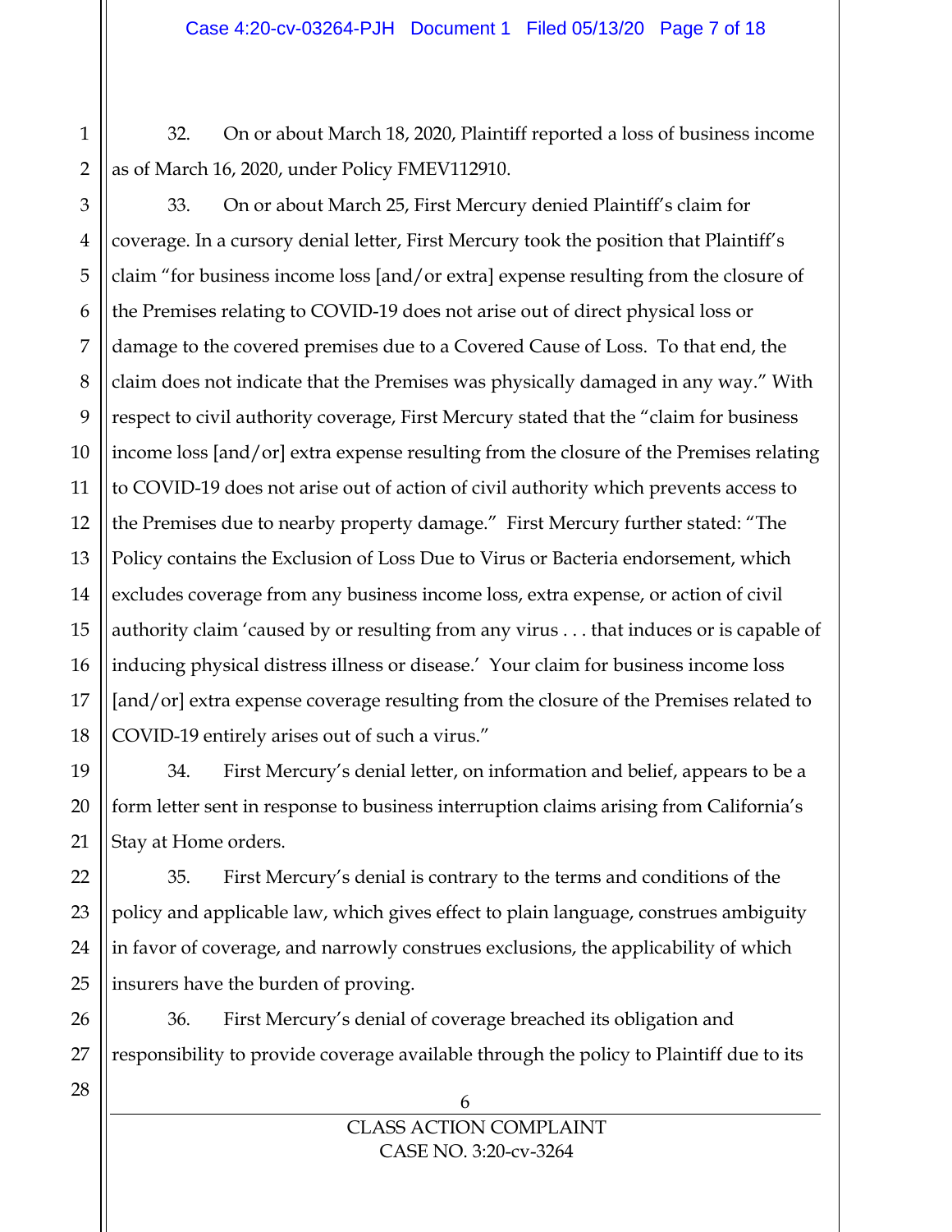32. On or about March 18, 2020, Plaintiff reported a loss of business income as of March 16, 2020, under Policy FMEV112910.

33. On or about March 25, First Mercury denied Plaintiff's claim for coverage. In a cursory denial letter, First Mercury took the position that Plaintiff's claim "for business income loss [and/or extra] expense resulting from the closure of the Premises relating to COVID-19 does not arise out of direct physical loss or damage to the covered premises due to a Covered Cause of Loss. To that end, the claim does not indicate that the Premises was physically damaged in any way." With respect to civil authority coverage, First Mercury stated that the "claim for business income loss [and/or] extra expense resulting from the closure of the Premises relating to COVID-19 does not arise out of action of civil authority which prevents access to the Premises due to nearby property damage." First Mercury further stated: "The Policy contains the Exclusion of Loss Due to Virus or Bacteria endorsement, which excludes coverage from any business income loss, extra expense, or action of civil authority claim 'caused by or resulting from any virus . . . that induces or is capable of inducing physical distress illness or disease.' Your claim for business income loss [and/or] extra expense coverage resulting from the closure of the Premises related to COVID-19 entirely arises out of such a virus."

34. First Mercury's denial letter, on information and belief, appears to be a form letter sent in response to business interruption claims arising from California's Stay at Home orders.

35. First Mercury's denial is contrary to the terms and conditions of the policy and applicable law, which gives effect to plain language, construes ambiguity in favor of coverage, and narrowly construes exclusions, the applicability of which insurers have the burden of proving.

36. First Mercury's denial of coverage breached its obligation and responsibility to provide coverage available through the policy to Plaintiff due to its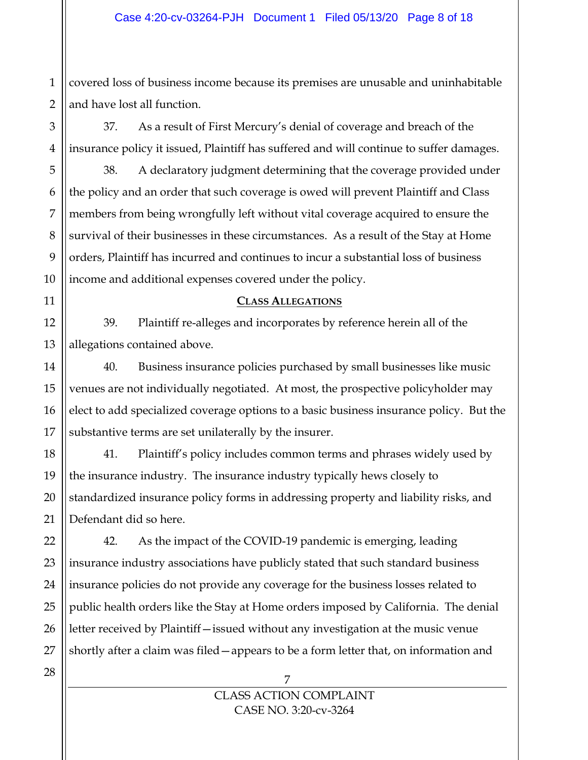covered loss of business income because its premises are unusable and uninhabitable and have lost all function.

37. As a result of First Mercury's denial of coverage and breach of the insurance policy it issued, Plaintiff has suffered and will continue to suffer damages.

38. A declaratory judgment determining that the coverage provided under the policy and an order that such coverage is owed will prevent Plaintiff and Class members from being wrongfully left without vital coverage acquired to ensure the survival of their businesses in these circumstances. As a result of the Stay at Home orders, Plaintiff has incurred and continues to incur a substantial loss of business income and additional expenses covered under the policy.

## CLASS ALLEGATIONS

39. Plaintiff re-alleges and incorporates by reference herein all of the allegations contained above.

40. Business insurance policies purchased by small businesses like music venues are not individually negotiated. At most, the prospective policyholder may elect to add specialized coverage options to a basic business insurance policy. But the substantive terms are set unilaterally by the insurer.

41. Plaintiff's policy includes common terms and phrases widely used by the insurance industry. The insurance industry typically hews closely to standardized insurance policy forms in addressing property and liability risks, and Defendant did so here.

42. As the impact of the COVID-19 pandemic is emerging, leading insurance industry associations have publicly stated that such standard business insurance policies do not provide any coverage for the business losses related to public health orders like the Stay at Home orders imposed by California. The denial letter received by Plaintiff—issued without any investigation at the music venue shortly after a claim was filed—appears to be a form letter that, on information and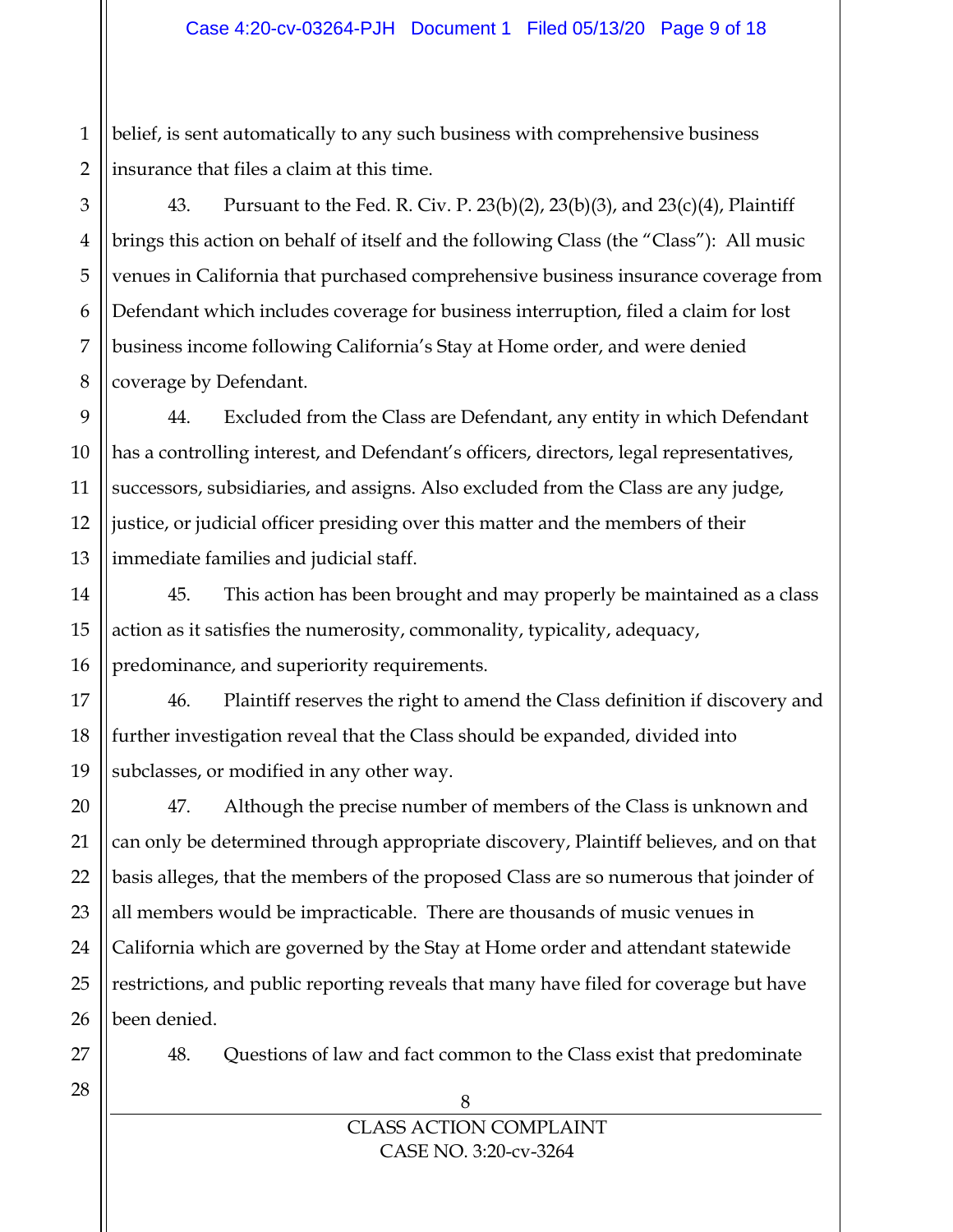belief, is sent automatically to any such business with comprehensive business insurance that files a claim at this time.

43. Pursuant to the Fed. R. Civ. P. 23(b)(2), 23(b)(3), and 23(c)(4), Plaintiff brings this action on behalf of itself and the following Class (the "Class"): All music venues in California that purchased comprehensive business insurance coverage from Defendant which includes coverage for business interruption, filed a claim for lost business income following California's Stay at Home order, and were denied coverage by Defendant.

44. Excluded from the Class are Defendant, any entity in which Defendant has a controlling interest, and Defendant's officers, directors, legal representatives, successors, subsidiaries, and assigns. Also excluded from the Class are any judge, justice, or judicial officer presiding over this matter and the members of their immediate families and judicial staff.

45. This action has been brought and may properly be maintained as a class action as it satisfies the numerosity, commonality, typicality, adequacy, predominance, and superiority requirements.

46. Plaintiff reserves the right to amend the Class definition if discovery and further investigation reveal that the Class should be expanded, divided into subclasses, or modified in any other way.

47. Although the precise number of members of the Class is unknown and can only be determined through appropriate discovery, Plaintiff believes, and on that basis alleges, that the members of the proposed Class are so numerous that joinder of all members would be impracticable. There are thousands of music venues in California which are governed by the Stay at Home order and attendant statewide restrictions, and public reporting reveals that many have filed for coverage but have been denied.

48. Questions of law and fact common to the Class exist that predominate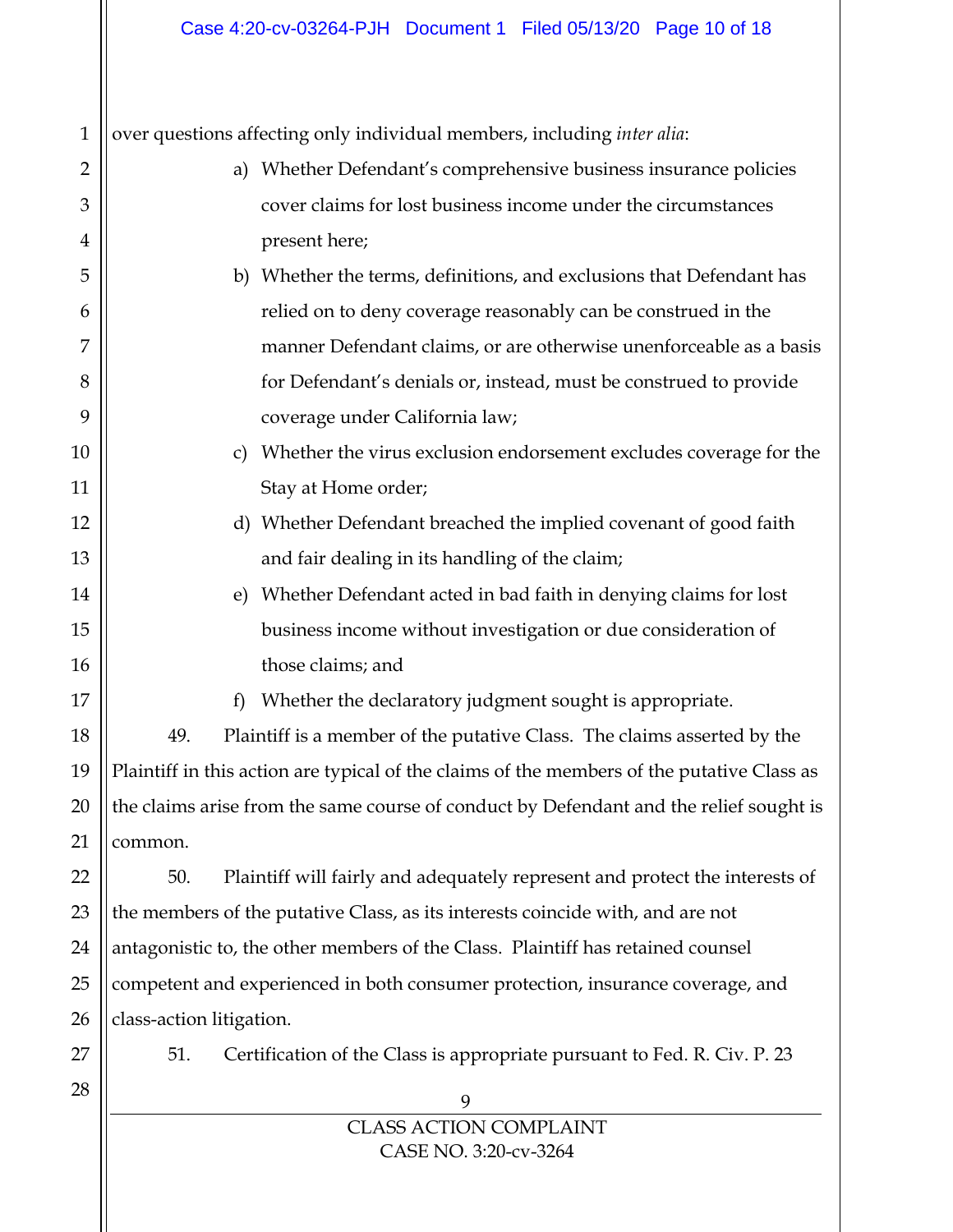over questions affecting only individual members, including *inter alia*:

a) Whether Defendant's comprehensive business insurance policies cover claims for lost business income under the circumstances present here;

b) Whether the terms, definitions, and exclusions that Defendant has relied on to deny coverage reasonably can be construed in the manner Defendant claims, or are otherwise unenforceable as a basis for Defendant's denials or, instead, must be construed to provide coverage under California law;

c) Whether the virus exclusion endorsement excludes coverage for the Stay at Home order;

d) Whether Defendant breached the implied covenant of good faith and fair dealing in its handling of the claim;

e) Whether Defendant acted in bad faith in denying claims for lost business income without investigation or due consideration of those claims; and

f) Whether the declaratory judgment sought is appropriate.

49. Plaintiff is a member of the putative Class. The claims asserted by the Plaintiff in this action are typical of the claims of the members of the putative Class as the claims arise from the same course of conduct by Defendant and the relief sought is common.

50. Plaintiff will fairly and adequately represent and protect the interests of the members of the putative Class, as its interests coincide with, and are not antagonistic to, the other members of the Class. Plaintiff has retained counsel competent and experienced in both consumer protection, insurance coverage, and class-action litigation.

51. Certification of the Class is appropriate pursuant to Fed. R. Civ. P. 23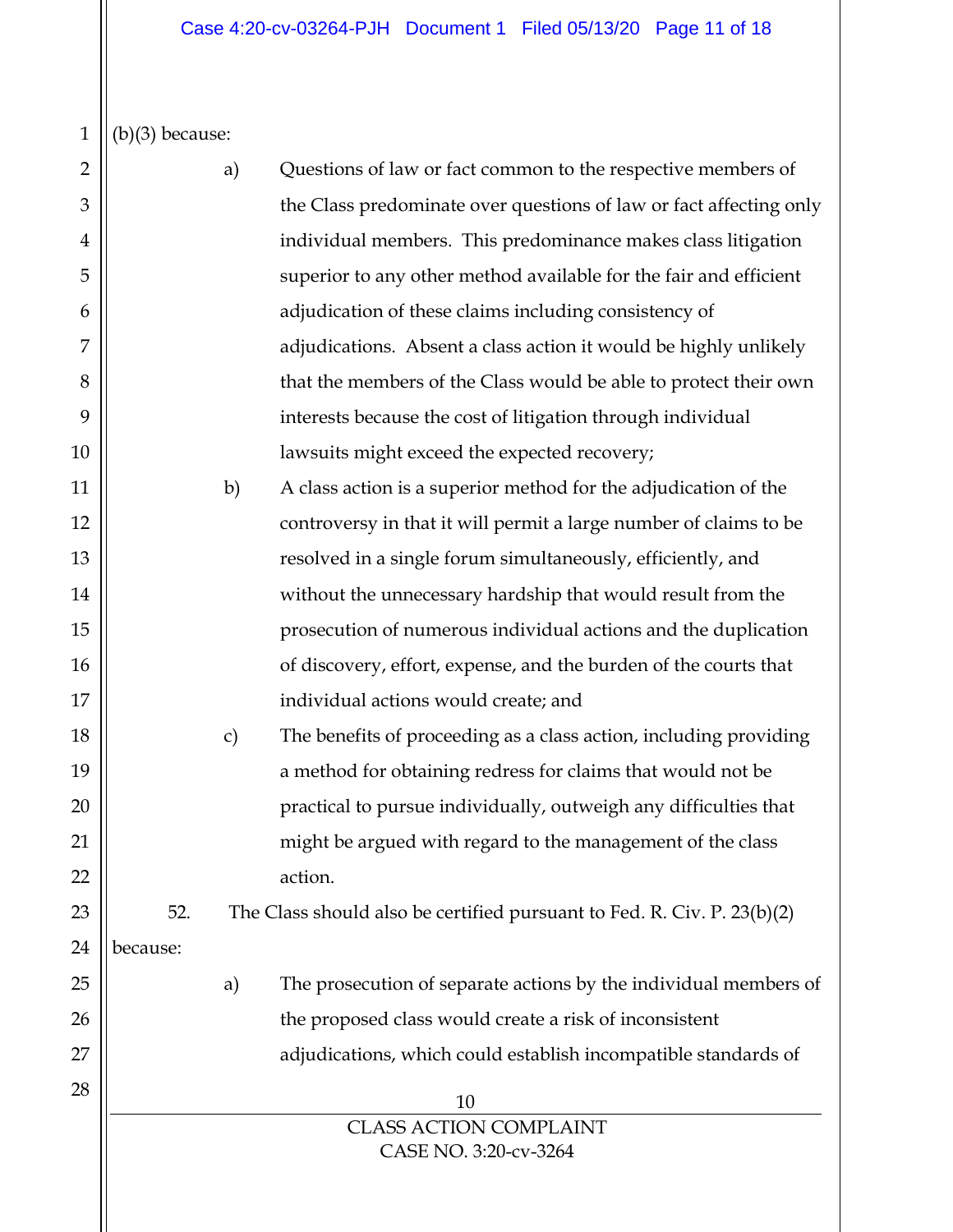(b)(3) because:

a) Questions of law or fact common to the respective members of the Class predominate over questions of law or fact affecting only individual members. This predominance makes class litigation superior to any other method available for the fair and efficient adjudication of these claims including consistency of adjudications. Absent a class action it would be highly unlikely that the members of the Class would be able to protect their own interests because the cost of litigation through individual lawsuits might exceed the expected recovery;

b) A class action is a superior method for the adjudication of the controversy in that it will permit a large number of claims to be resolved in a single forum simultaneously, efficiently, and without the unnecessary hardship that would result from the prosecution of numerous individual actions and the duplication of discovery, effort, expense, and the burden of the courts that individual actions would create; and

c) The benefits of proceeding as a class action, including providing a method for obtaining redress for claims that would not be practical to pursue individually, outweigh any difficulties that might be argued with regard to the management of the class action.

52. The Class should also be certified pursuant to Fed. R. Civ. P. 23(b)(2) because:

a) The prosecution of separate actions by the individual members of the proposed class would create a risk of inconsistent adjudications, which could establish incompatible standards of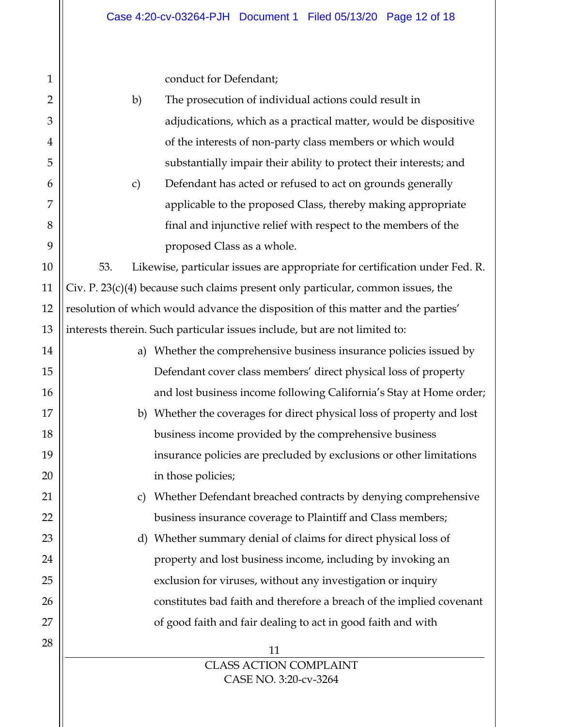conduct for Defendant;

b) The prosecution of individual actions could result in adjudications, which as a practical matter, would be dispositive of the interests of non-party class members or which would substantially impair their ability to protect their interests; and

c) Defendant has acted or refused to act on grounds generally applicable to the proposed Class, thereby making appropriate final and injunctive relief with respect to the members of the proposed Class as a whole.

53. Likewise, particular issues are appropriate for certification under Fed. R. Civ. P. 23(c)(4) because such claims present only particular, common issues, the resolution of which would advance the disposition of this matter and the parties' interests therein. Such particular issues include, but are not limited to:

a) Whether the comprehensive business insurance policies issued by Defendant cover class members' direct physical loss of property and lost business income following California's Stay at Home order;

b) Whether the coverages for direct physical loss of property and lost business income provided by the comprehensive business insurance policies are precluded by exclusions or other limitations in those policies;

c) Whether Defendant breached contracts by denying comprehensive business insurance coverage to Plaintiff and Class members;

d) Whether summary denial of claims for direct physical loss of property and lost business income, including by invoking an exclusion for viruses, without any investigation or inquiry constitutes bad faith and therefore a breach of the implied covenant of good faith and fair dealing to act in good faith and with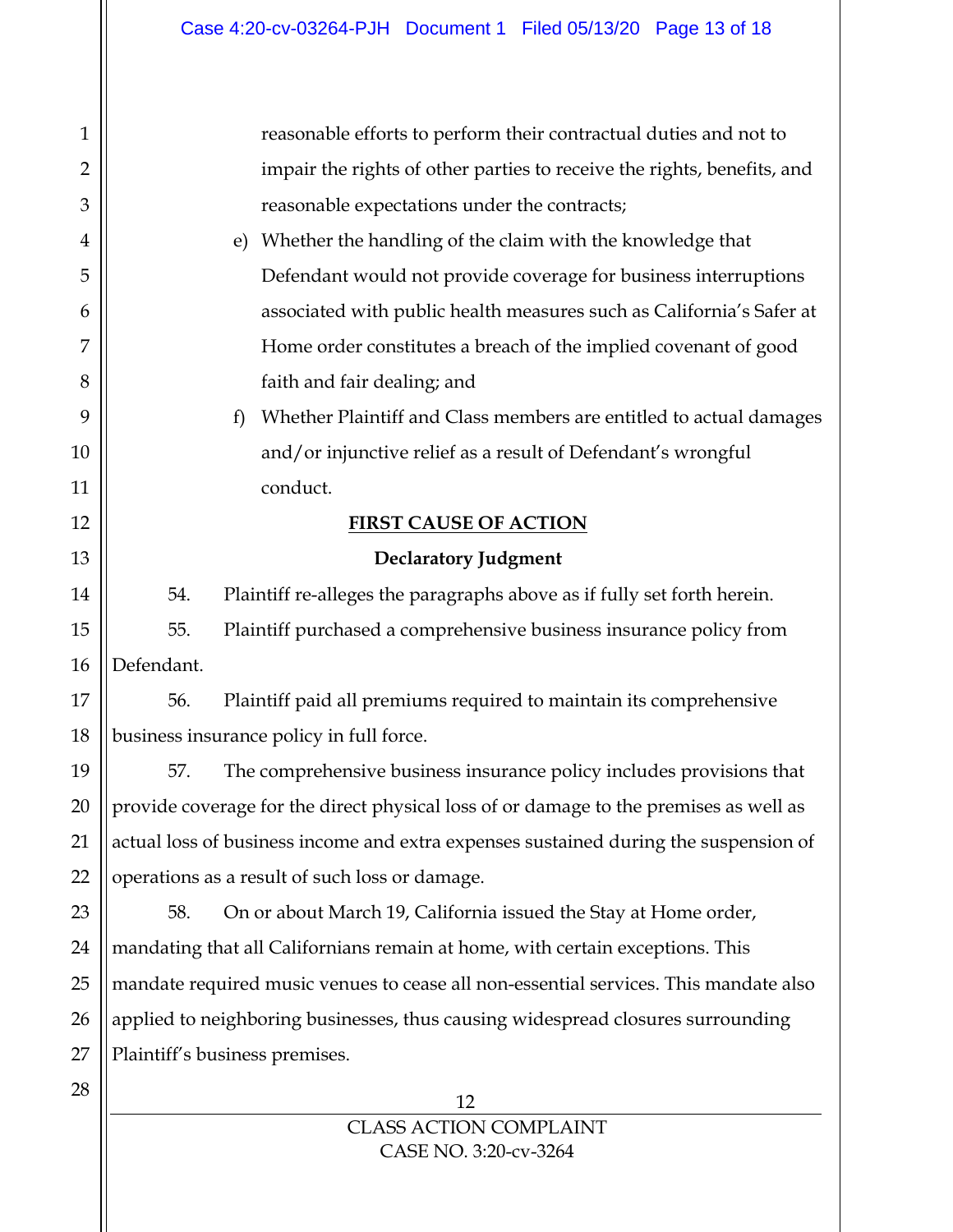reasonable efforts to perform their contractual duties and not to impair the rights of other parties to receive the rights, benefits, and reasonable expectations under the contracts;

e) Whether the handling of the claim with the knowledge that Defendant would not provide coverage for business interruptions associated with public health measures such as California's Safer at Home order constitutes a breach of the implied covenant of good faith and fair dealing; and

f) Whether Plaintiff and Class members are entitled to actual damages and/or injunctive relief as a result of Defendant's wrongful conduct.

## FIRST CAUSE OF ACTION

### Declaratory Judgment

54. Plaintiff re-alleges the paragraphs above as if fully set forth herein.

55. Plaintiff purchased a comprehensive business insurance policy from Defendant.

56. Plaintiff paid all premiums required to maintain its comprehensive business insurance policy in full force.

57. The comprehensive business insurance policy includes provisions that provide coverage for the direct physical loss of or damage to the premises as well as actual loss of business income and extra expenses sustained during the suspension of operations as a result of such loss or damage.

58. On or about March 19, California issued the Stay at Home order, mandating that all Californians remain at home, with certain exceptions. This mandate required music venues to cease all non-essential services. This mandate also applied to neighboring businesses, thus causing widespread closures surrounding Plaintiff's business premises.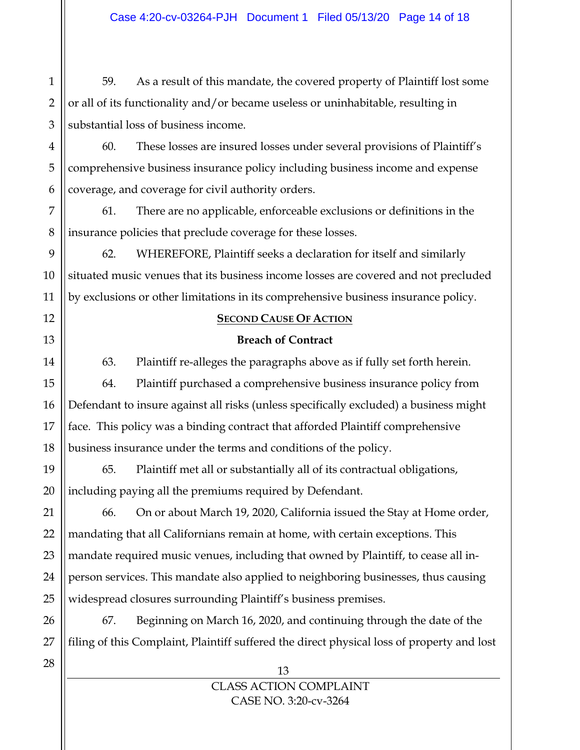59. As a result of this mandate, the covered property of Plaintiff lost some or all of its functionality and/or became useless or uninhabitable, resulting in substantial loss of business income.

60. These losses are insured losses under several provisions of Plaintiff's comprehensive business insurance policy including business income and expense coverage, and coverage for civil authority orders.

61. There are no applicable, enforceable exclusions or definitions in the insurance policies that preclude coverage for these losses.

62. WHEREFORE, Plaintiff seeks a declaration for itself and similarly situated music venues that its business income losses are covered and not precluded by exclusions or other limitations in its comprehensive business insurance policy.

## SECOND CAUSE OF ACTION

**Breach of Contract**

63. Plaintiff re-alleges the paragraphs above as if fully set forth herein.

64. Plaintiff purchased a comprehensive business insurance policy from Defendant to insure against all risks (unless specifically excluded) a business might face. This policy was a binding contract that afforded Plaintiff comprehensive business insurance under the terms and conditions of the policy.

65. Plaintiff met all or substantially all of its contractual obligations, including paying all the premiums required by Defendant.

66. On or about March 19, 2020, California issued the Stay at Home order, mandating that all Californians remain at home, with certain exceptions. This mandate required music venues, including that owned by Plaintiff, to cease all in-person services. This mandate also applied to neighboring businesses, thus causing widespread closures surrounding Plaintiff's business premises.

67. Beginning on March 16, 2020, and continuing through the date of the filing of this Complaint, Plaintiff suffered the direct physical loss of property and lost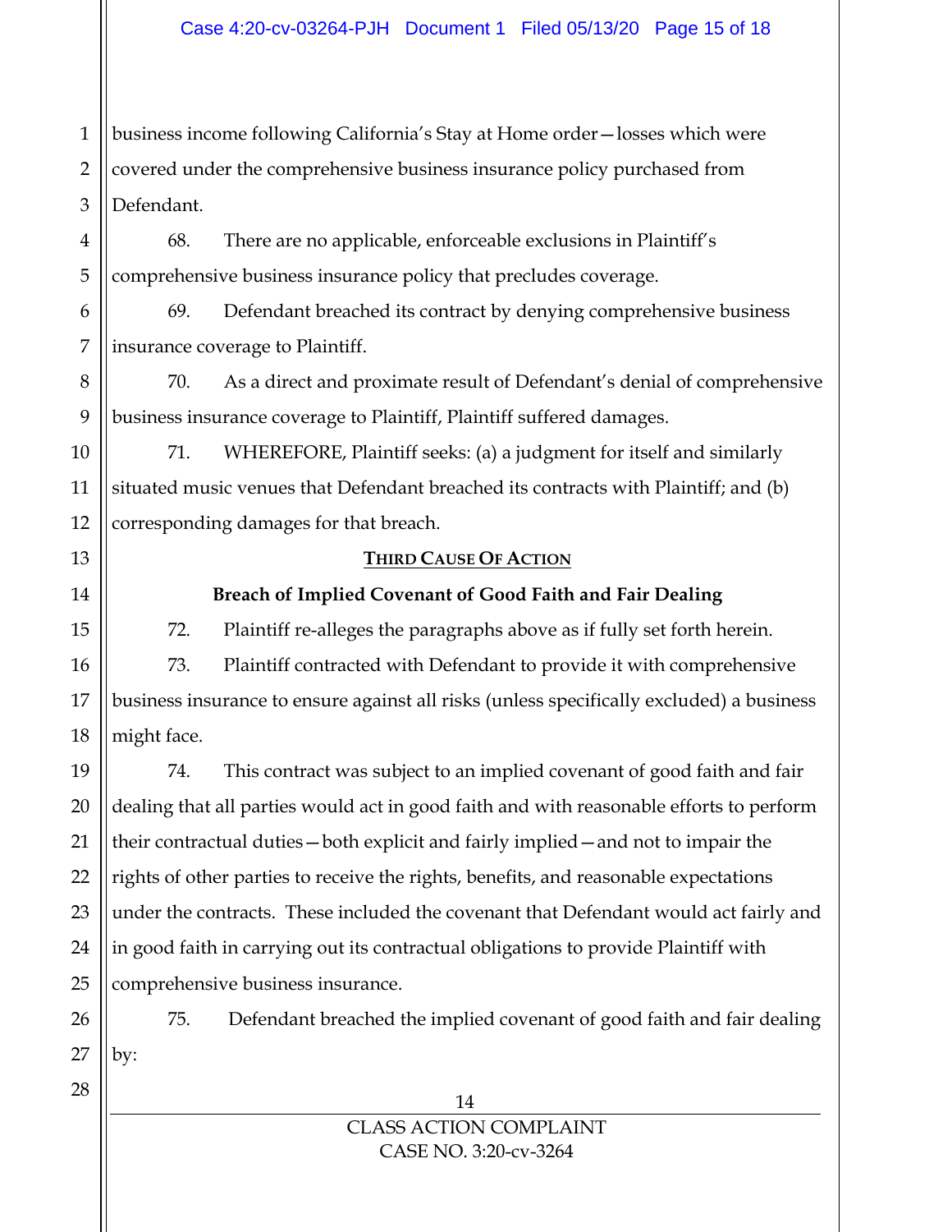business income following California's Stay at Home order—losses which were covered under the comprehensive business insurance policy purchased from Defendant.

68. There are no applicable, enforceable exclusions in Plaintiff's comprehensive business insurance policy that precludes coverage.

69. Defendant breached its contract by denying comprehensive business insurance coverage to Plaintiff.

70. As a direct and proximate result of Defendant's denial of comprehensive business insurance coverage to Plaintiff, Plaintiff suffered damages.

71. WHEREFORE, Plaintiff seeks: (a) a judgment for itself and similarly situated music venues that Defendant breached its contracts with Plaintiff; and (b) corresponding damages for that breach.

## THIRD CAUSE OF ACTION

### Breach of Implied Covenant of Good Faith and Fair Dealing

72. Plaintiff re-alleges the paragraphs above as if fully set forth herein.

73. Plaintiff contracted with Defendant to provide it with comprehensive business insurance to ensure against all risks (unless specifically excluded) a business might face.

74. This contract was subject to an implied covenant of good faith and fair dealing that all parties would act in good faith and with reasonable efforts to perform their contractual duties—both explicit and fairly implied—and not to impair the rights of other parties to receive the rights, benefits, and reasonable expectations under the contracts. These included the covenant that Defendant would act fairly and in good faith in carrying out its contractual obligations to provide Plaintiff with comprehensive business insurance.

75. Defendant breached the implied covenant of good faith and fair dealing by: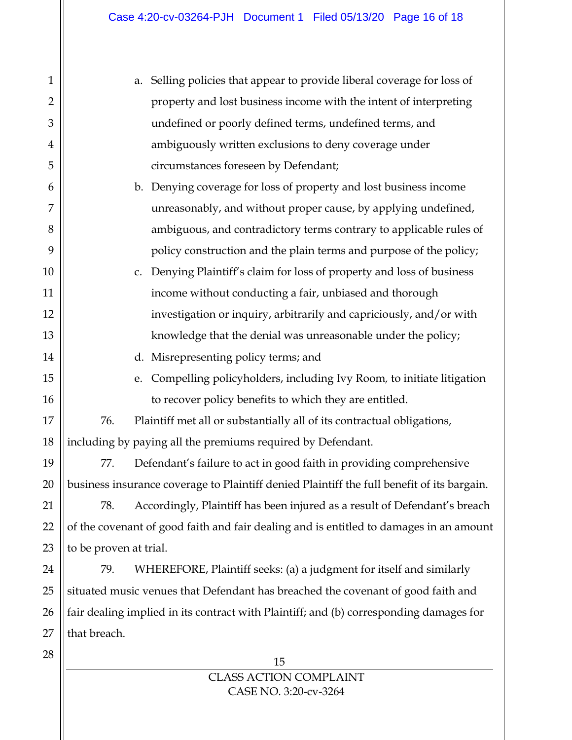a. Selling policies that appear to provide liberal coverage for loss of property and lost business income with the intent of interpreting undefined or poorly defined terms, undefined terms, and ambiguously written exclusions to deny coverage under circumstances foreseen by Defendant;

b. Denying coverage for loss of property and lost business income unreasonably, and without proper cause, by applying undefined, ambiguous, and contradictory terms contrary to applicable rules of policy construction and the plain terms and purpose of the policy;

c. Denying Plaintiff's claim for loss of property and loss of business income without conducting a fair, unbiased and thorough investigation or inquiry, arbitrarily and capriciously, and/or with knowledge that the denial was unreasonable under the policy;

d. Misrepresenting policy terms; and

e. Compelling policyholders, including Ivy Room, to initiate litigation to recover policy benefits to which they are entitled.

76. Plaintiff met all or substantially all of its contractual obligations, including by paying all the premiums required by Defendant.

77. Defendant's failure to act in good faith in providing comprehensive business insurance coverage to Plaintiff denied Plaintiff the full benefit of its bargain.

78. Accordingly, Plaintiff has been injured as a result of Defendant's breach of the covenant of good faith and fair dealing and is entitled to damages in an amount to be proven at trial.

79. WHEREFORE, Plaintiff seeks: (a) a judgment for itself and similarly situated music venues that Defendant has breached the covenant of good faith and fair dealing implied in its contract with Plaintiff; and (b) corresponding damages for that breach.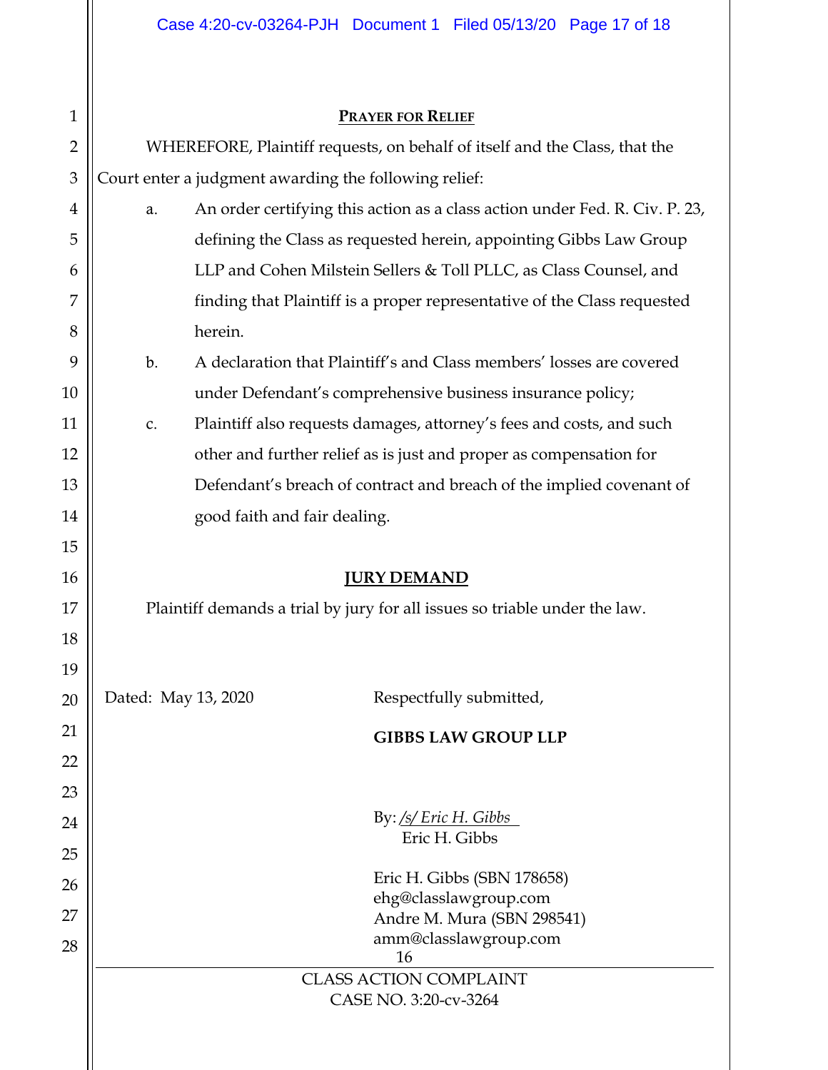## PRAYER FOR RELIEF

WHEREFORE, Plaintiff requests, on behalf of itself and the Class, that the Court enter a judgment awarding the following relief:

a. An order certifying this action as a class action under Fed. R. Civ. P. 23, defining the Class as requested herein, appointing Gibbs Law Group LLP and Cohen Milstein Sellers & Toll PLLC, as Class Counsel, and finding that Plaintiff is a proper representative of the Class requested herein.

b. A declaration that Plaintiff's and Class members' losses are covered under Defendant's comprehensive business insurance policy;

c. Plaintiff also requests damages, attorney's fees and costs, and such other and further relief as is just and proper as compensation for Defendant's breach of contract and breach of the implied covenant of good faith and fair dealing.

## JURY DEMAND

Plaintiff demands a trial by jury for all issues so triable under the law.

Dated: May 13, 2020

Respectfully submitted,

**GIBBS LAW GROUP LLP**

By: */s/ Eric H. Gibbs*
Eric H. Gibbs

Eric H. Gibbs (SBN 178658)
ehg@classlawgroup.com
Andre M. Mura (SBN 298541)
amm@classlawgroup.com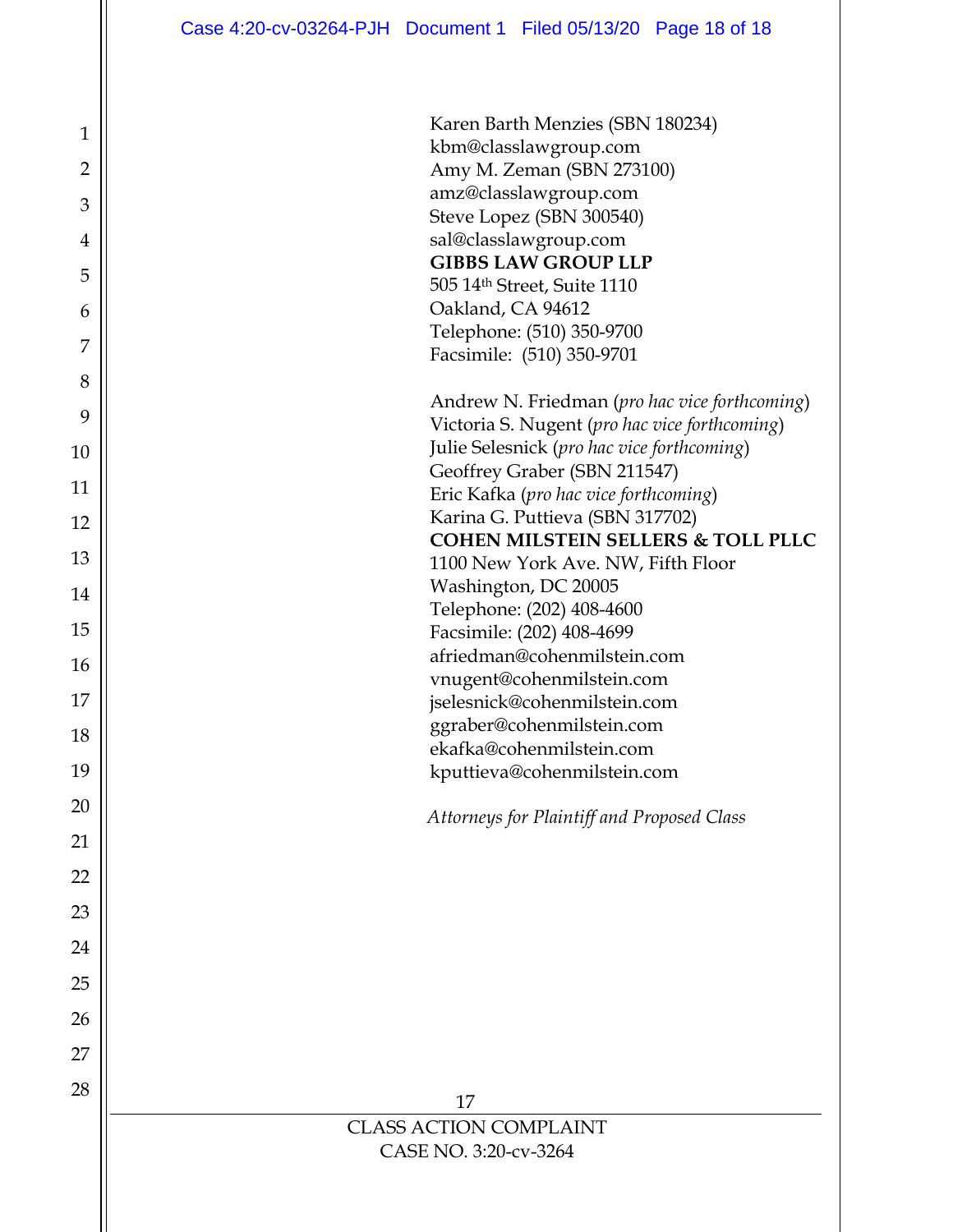Karen Barth Menzies (SBN 180234)
kbm@classlawgroup.com
Amy M. Zeman (SBN 273100)
amz@classlawgroup.com
Steve Lopez (SBN 300540)
sal@classlawgroup.com
**GIBBS LAW GROUP LLP**
505 14th Street, Suite 1110
Oakland, CA 94612
Telephone: (510) 350-9700
Facsimile: (510) 350-9701

Andrew N. Friedman (*pro hac vice forthcoming*)
Victoria S. Nugent (*pro hac vice forthcoming*)
Julie Selesnick (*pro hac vice forthcoming*)
Geoffrey Graber (SBN 211547)
Eric Kafka (*pro hac vice forthcoming*)
Karina G. Puttieva (SBN 317702)
**COHEN MILSTEIN SELLERS & TOLL PLLC**
1100 New York Ave. NW, Fifth Floor
Washington, DC 20005
Telephone: (202) 408-4600
Facsimile: (202) 408-4699
afriedman@cohenmilstein.com
vnugent@cohenmilstein.com
jselesnick@cohenmilstein.com
ggraber@cohenmilstein.com
ekafka@cohenmilstein.com
kputtieva@cohenmilstein.com

*Attorneys for Plaintiff and Proposed Class*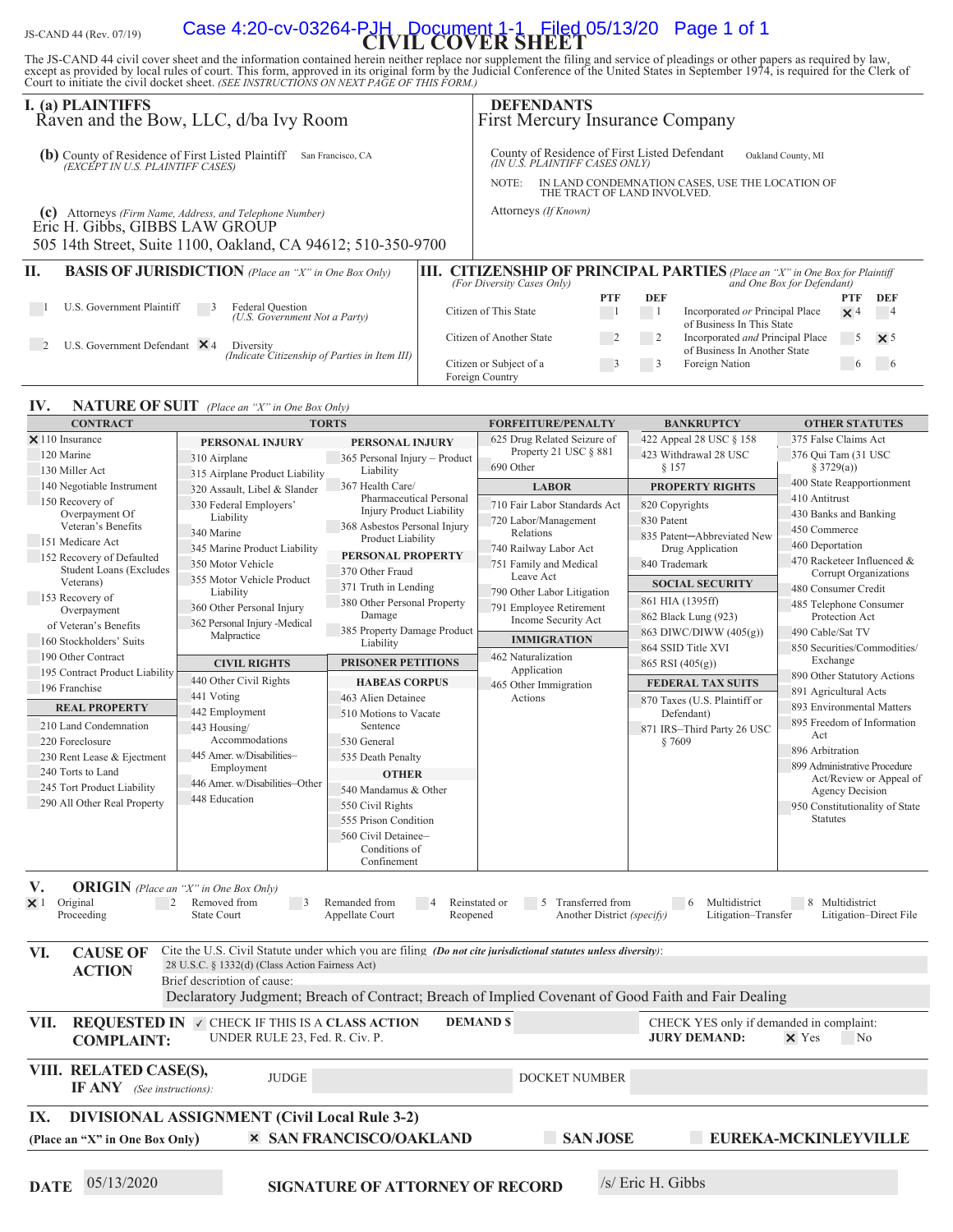JS-CAND 44 (Rev. 07/19)

# CIVIL COVER SHEET

The JS-CAND 44 civil cover sheet and the information contained herein neither replace nor supplement the filing and service of pleadings or other papers as required by law, except as provided by local rules of court. This form, approved in its original form by the Judicial Conference of the United States in September 1974, is required for the Clerk of Court to initiate the civil docket sheet. *(SEE INSTRUCTIONS ON NEXT PAGE OF THIS FORM.)*

**I. (a) PLAINTIFFS**
Raven and the Bow, LLC, d/ba Ivy Room

**DEFENDANTS**
First Mercury Insurance Company

**(b)** County of Residence of First Listed Plaintiff San Francisco, CA
*(EXCEPT IN U.S. PLAINTIFF CASES)*

County of Residence of First Listed Defendant Oakland County, MI
*(IN U.S. PLAINTIFF CASES ONLY)*

NOTE: IN LAND CONDEMNATION CASES, USE THE LOCATION OF THE TRACT OF LAND INVOLVED.

**(c)** Attorneys *(Firm Name, Address, and Telephone Number)*
Eric H. Gibbs, GIBBS LAW GROUP
505 14th Street, Suite 1100, Oakland, CA 94612; 510-350-9700

Attorneys *(If Known)*

**II. BASIS OF JURISDICTION** *(Place an "X" in One Box Only)*

- ☐ 1 U.S. Government Plaintiff
- ☐ 3 Federal Question *(U.S. Government Not a Party)*
- ☐ 2 U.S. Government Defendant
- ☒ 4 Diversity *(Indicate Citizenship of Parties in Item III)*

**III. CITIZENSHIP OF PRINCIPAL PARTIES** *(Place an "X" in One Box for Plaintiff and One Box for Defendant)* *(For Diversity Cases Only)*

| | PTF | DEF | | PTF | DEF |
|---|---|---|---|---|---|
| Citizen of This State | ☐ 1 | ☐ 1 | Incorporated *or* Principal Place of Business In This State | ☒ 4 | ☐ 4 |
| Citizen of Another State | ☐ 2 | ☐ 2 | Incorporated *and* Principal Place of Business In Another State | ☐ 5 | ☒ 5 |
| Citizen or Subject of a Foreign Country | ☐ 3 | ☐ 3 | Foreign Nation | ☐ 6 | ☐ 6 |

**IV. NATURE OF SUIT** *(Place an "X" in One Box Only)*

**CONTRACT**
- ☒ 110 Insurance
- 120 Marine
- 130 Miller Act
- 140 Negotiable Instrument
- 150 Recovery of Overpayment Of Veteran's Benefits
- 151 Medicare Act
- 152 Recovery of Defaulted Student Loans (Excludes Veterans)
- 153 Recovery of Overpayment of Veteran's Benefits
- 160 Stockholders' Suits
- 190 Other Contract
- 195 Contract Product Liability
- 196 Franchise

**REAL PROPERTY**
- 210 Land Condemnation
- 220 Foreclosure
- 230 Rent Lease & Ejectment
- 240 Torts to Land
- 245 Tort Product Liability
- 290 All Other Real Property

**TORTS**

PERSONAL INJURY
- 310 Airplane
- 315 Airplane Product Liability
- 320 Assault, Libel & Slander
- 330 Federal Employers' Liability
- 340 Marine
- 345 Marine Product Liability
- 350 Motor Vehicle
- 355 Motor Vehicle Product Liability
- 360 Other Personal Injury
- 362 Personal Injury -Medical Malpractice

PERSONAL INJURY
- 365 Personal Injury – Product Liability
- 367 Health Care/ Pharmaceutical Personal Injury Product Liability
- 368 Asbestos Personal Injury Product Liability

PERSONAL PROPERTY
- 370 Other Fraud
- 371 Truth in Lending
- 380 Other Personal Property Damage
- 385 Property Damage Product Liability

**CIVIL RIGHTS**
- 440 Other Civil Rights
- 441 Voting
- 442 Employment
- 443 Housing/ Accommodations
- 445 Amer. w/Disabilities–Employment
- 446 Amer. w/Disabilities–Other
- 448 Education

**PRISONER PETITIONS**

HABEAS CORPUS
- 463 Alien Detainee
- 510 Motions to Vacate Sentence
- 530 General
- 535 Death Penalty

OTHER
- 540 Mandamus & Other
- 550 Civil Rights
- 555 Prison Condition
- 560 Civil Detainee– Conditions of Confinement

**FORFEITURE/PENALTY**
- 625 Drug Related Seizure of Property 21 USC § 881
- 690 Other

**LABOR**
- 710 Fair Labor Standards Act
- 720 Labor/Management Relations
- 740 Railway Labor Act
- 751 Family and Medical Leave Act
- 790 Other Labor Litigation
- 791 Employee Retirement Income Security Act

**IMMIGRATION**
- 462 Naturalization Application
- 465 Other Immigration Actions

**BANKRUPTCY**
- 422 Appeal 28 USC § 158
- 423 Withdrawal 28 USC § 157

**PROPERTY RIGHTS**
- 820 Copyrights
- 830 Patent
- 835 Patent─Abbreviated New Drug Application
- 840 Trademark

**SOCIAL SECURITY**
- 861 HIA (1395ff)
- 862 Black Lung (923)
- 863 DIWC/DIWW (405(g))
- 864 SSID Title XVI
- 865 RSI (405(g))

**FEDERAL TAX SUITS**
- 870 Taxes (U.S. Plaintiff or Defendant)
- 871 IRS–Third Party 26 USC § 7609

**OTHER STATUTES**
- 375 False Claims Act
- 376 Qui Tam (31 USC § 3729(a))
- 400 State Reapportionment
- 410 Antitrust
- 430 Banks and Banking
- 450 Commerce
- 460 Deportation
- 470 Racketeer Influenced & Corrupt Organizations
- 480 Consumer Credit
- 485 Telephone Consumer Protection Act
- 490 Cable/Sat TV
- 850 Securities/Commodities/ Exchange
- 890 Other Statutory Actions
- 891 Agricultural Acts
- 893 Environmental Matters
- 895 Freedom of Information Act
- 896 Arbitration
- 899 Administrative Procedure Act/Review or Appeal of Agency Decision
- 950 Constitutionality of State Statutes

**V. ORIGIN** *(Place an "X" in One Box Only)*

- ☒ 1 Original Proceeding
- ☐ 2 Removed from State Court
- ☐ 3 Remanded from Appellate Court
- ☐ 4 Reinstated or Reopened
- ☐ 5 Transferred from Another District *(specify)*
- ☐ 6 Multidistrict Litigation–Transfer
- ☐ 8 Multidistrict Litigation–Direct File

**VI. CAUSE OF ACTION**

Cite the U.S. Civil Statute under which you are filing *(Do not cite jurisdictional statutes unless diversity)*:
28 U.S.C. § 1332(d) (Class Action Fairness Act)

Brief description of cause:
Declaratory Judgment; Breach of Contract; Breach of Implied Covenant of Good Faith and Fair Dealing

**VII. REQUESTED IN COMPLAINT:**

✓ CHECK IF THIS IS A **CLASS ACTION** UNDER RULE 23, Fed. R. Civ. P.

**DEMAND $**

CHECK YES only if demanded in complaint:
**JURY DEMAND:** ☒ Yes ☐ No

**VIII. RELATED CASE(S), IF ANY** *(See instructions)*:

JUDGE | DOCKET NUMBER

**IX. DIVISIONAL ASSIGNMENT (Civil Local Rule 3-2)**
**(Place an "X" in One Box Only)**

☒ **SAN FRANCISCO/OAKLAND** ☐ **SAN JOSE** ☐ **EUREKA-MCKINLEYVILLE**

**DATE** 05/13/2020

**SIGNATURE OF ATTORNEY OF RECORD** /s/ Eric H. Gibbs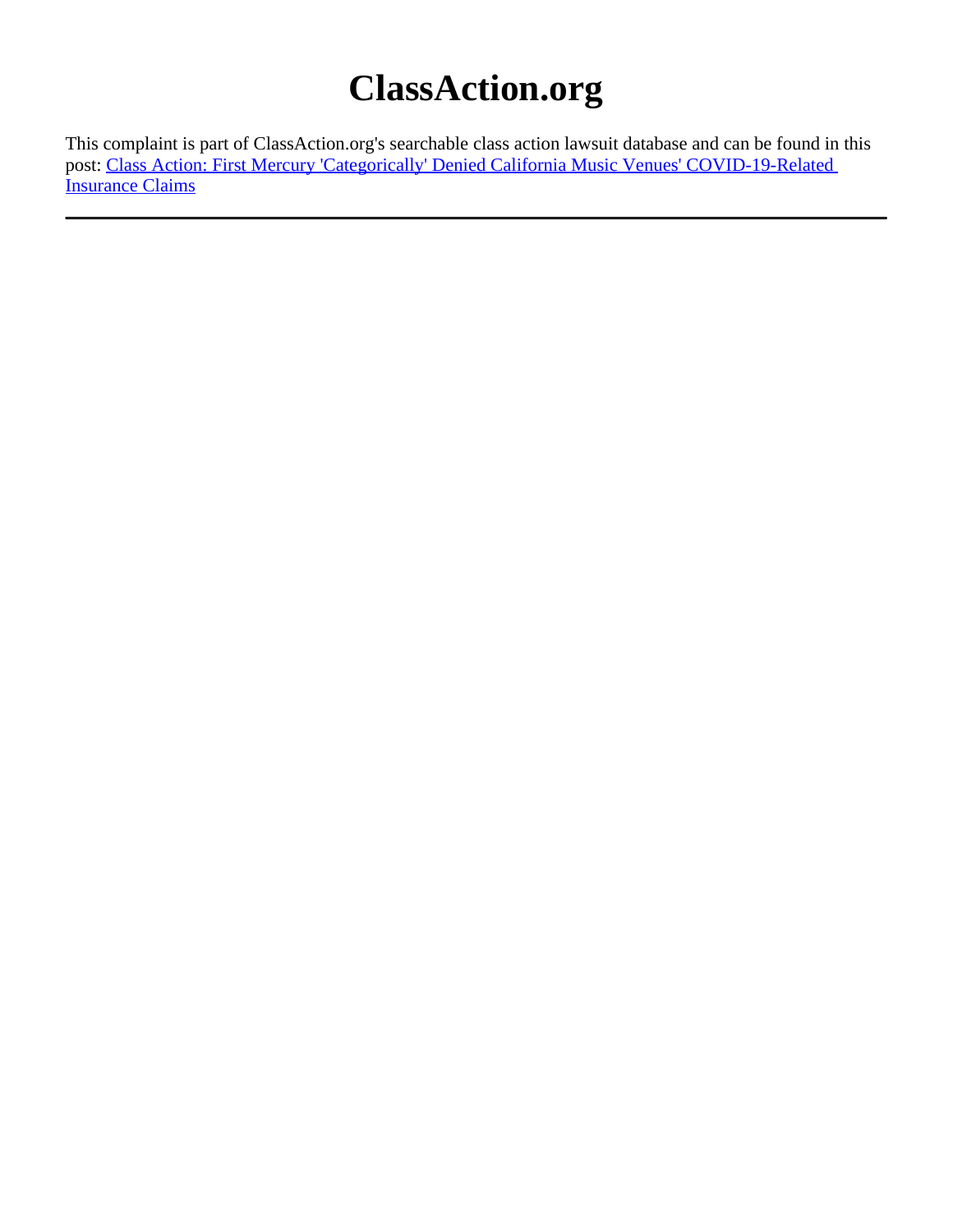# ClassAction.org

This complaint is part of ClassAction.org's searchable class action lawsuit database and can be found in this post: [Class Action: First Mercury 'Categorically' Denied California Music Venues' COVID-19-Related Insurance Claims]

---